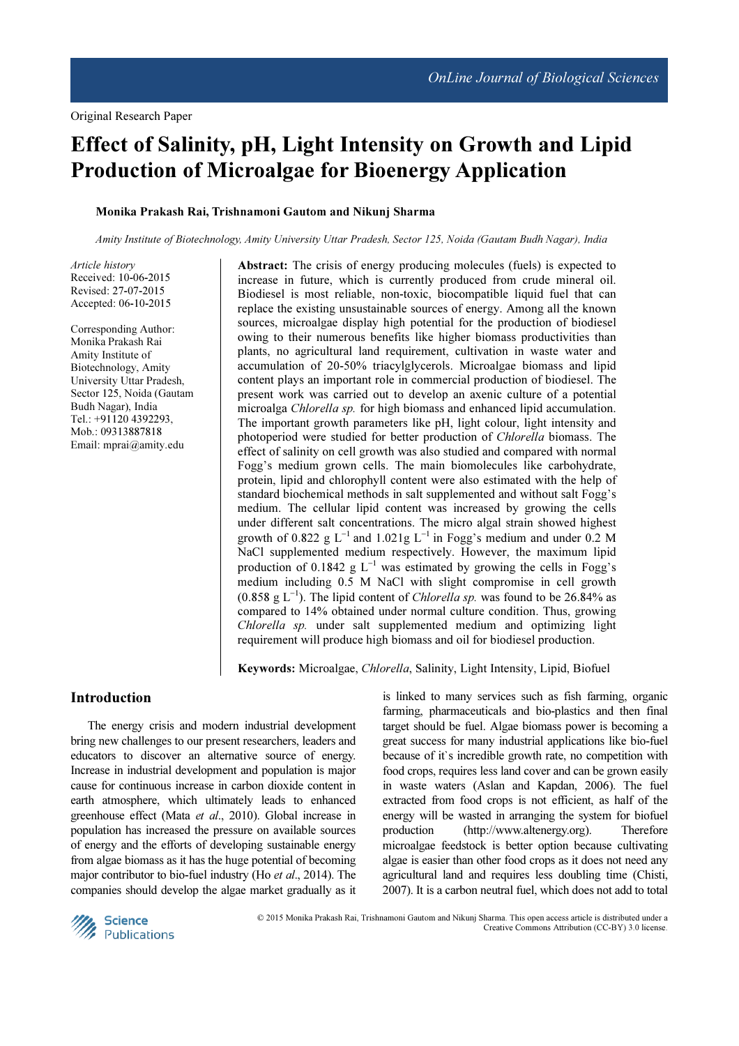Original Research Paper

# Effect of Salinity, pH, Light Intensity on Growth and Lipid Production of Microalgae for Bioenergy Application

**Monika Prakash Rai, Trishnamoni Gautom and Nikunj Sharma**

*Amity Institute of Biotechnology, Amity University Uttar Pradesh, Sector 125, Noida (Gautam Budh Nagar), India*

*Article history*
Received: 10-06-2015
Revised: 27-07-2015
Accepted: 06-10-2015

Corresponding Author:
Monika Prakash Rai
Amity Institute of Biotechnology, Amity University Uttar Pradesh, Sector 125, Noida (Gautam Budh Nagar), India
Tel.: +91120 4392293,
Mob.: 09313887818
Email: mprai@amity.edu

**Abstract:** The crisis of energy producing molecules (fuels) is expected to increase in future, which is currently produced from crude mineral oil. Biodiesel is most reliable, non-toxic, biocompatible liquid fuel that can replace the existing unsustainable sources of energy. Among all the known sources, microalgae display high potential for the production of biodiesel owing to their numerous benefits like higher biomass productivities than plants, no agricultural land requirement, cultivation in waste water and accumulation of 20-50% triacylglycerols. Microalgae biomass and lipid content plays an important role in commercial production of biodiesel. The present work was carried out to develop an axenic culture of a potential microalga *Chlorella sp.* for high biomass and enhanced lipid accumulation. The important growth parameters like pH, light colour, light intensity and photoperiod were studied for better production of *Chlorella* biomass. The effect of salinity on cell growth was also studied and compared with normal Fogg's medium grown cells. The main biomolecules like carbohydrate, protein, lipid and chlorophyll content were also estimated with the help of standard biochemical methods in salt supplemented and without salt Fogg's medium. The cellular lipid content was increased by growing the cells under different salt concentrations. The micro algal strain showed highest growth of 0.822 g $L^{-1}$ and 1.021g $L^{-1}$ in Fogg's medium and under 0.2 M NaCl supplemented medium respectively. However, the maximum lipid production of 0.1842 g $L^{-1}$ was estimated by growing the cells in Fogg's medium including 0.5 M NaCl with slight compromise in cell growth (0.858 g $L^{-1}$). The lipid content of *Chlorella sp.* was found to be 26.84% as compared to 14% obtained under normal culture condition. Thus, growing *Chlorella sp.* under salt supplemented medium and optimizing light requirement will produce high biomass and oil for biodiesel production.

**Keywords:** Microalgae, *Chlorella*, Salinity, Light Intensity, Lipid, Biofuel

## Introduction

The energy crisis and modern industrial development bring new challenges to our present researchers, leaders and educators to discover an alternative source of energy. Increase in industrial development and population is major cause for continuous increase in carbon dioxide content in earth atmosphere, which ultimately leads to enhanced greenhouse effect (Mata *et al*., 2010). Global increase in population has increased the pressure on available sources of energy and the efforts of developing sustainable energy from algae biomass as it has the huge potential of becoming major contributor to bio-fuel industry (Ho *et al*., 2014). The companies should develop the algae market gradually as it is linked to many services such as fish farming, organic farming, pharmaceuticals and bio-plastics and then final target should be fuel. Algae biomass power is becoming a great success for many industrial applications like bio-fuel because of it`s incredible growth rate, no competition with food crops, requires less land cover and can be grown easily in waste waters (Aslan and Kapdan, 2006). The fuel extracted from food crops is not efficient, as half of the energy will be wasted in arranging the system for biofuel production (http://www.altenergy.org). Therefore microalgae feedstock is better option because cultivating algae is easier than other food crops as it does not need any agricultural land and requires less doubling time (Chisti, 2007). It is a carbon neutral fuel, which does not add to total

© 2015 Monika Prakash Rai, Trishnamoni Gautom and Nikunj Sharma. This open access article is distributed under a Creative Commons Attribution (CC-BY) 3.0 license.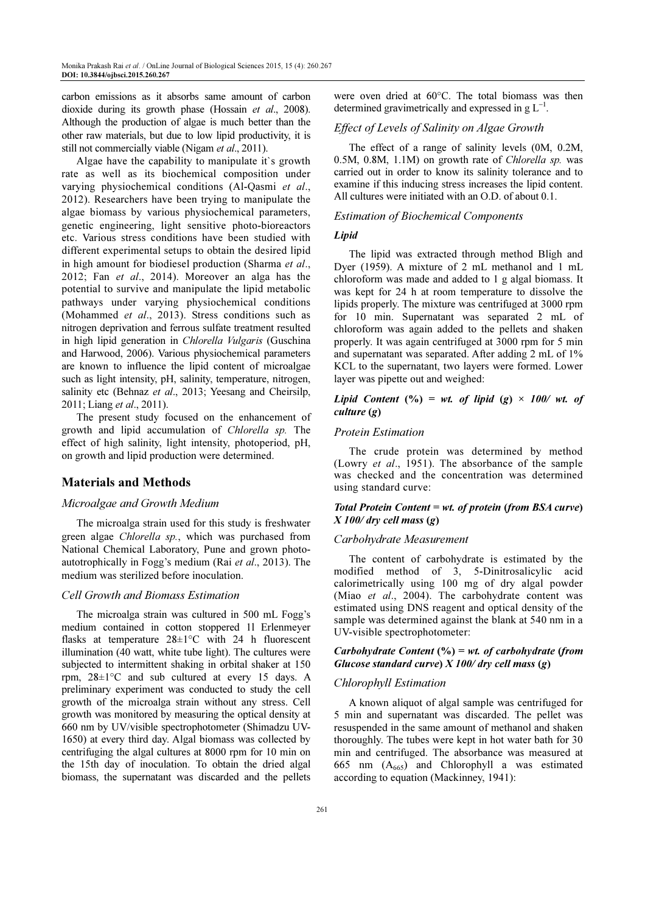carbon emissions as it absorbs same amount of carbon dioxide during its growth phase (Hossain *et al*., 2008). Although the production of algae is much better than the other raw materials, but due to low lipid productivity, it is still not commercially viable (Nigam *et al*., 2011).

Algae have the capability to manipulate it`s growth rate as well as its biochemical composition under varying physiochemical conditions (Al-Qasmi *et al*., 2012). Researchers have been trying to manipulate the algae biomass by various physiochemical parameters, genetic engineering, light sensitive photo-bioreactors etc. Various stress conditions have been studied with different experimental setups to obtain the desired lipid in high amount for biodiesel production (Sharma *et al*., 2012; Fan *et al*., 2014). Moreover an alga has the potential to survive and manipulate the lipid metabolic pathways under varying physiochemical conditions (Mohammed *et al*., 2013). Stress conditions such as nitrogen deprivation and ferrous sulfate treatment resulted in high lipid generation in *Chlorella Vulgaris* (Guschina and Harwood, 2006). Various physiochemical parameters are known to influence the lipid content of microalgae such as light intensity, pH, salinity, temperature, nitrogen, salinity etc (Behnaz *et al*., 2013; Yeesang and Cheirsilp, 2011; Liang *et al*., 2011).

The present study focused on the enhancement of growth and lipid accumulation of *Chlorella sp.* The effect of high salinity, light intensity, photoperiod, pH, on growth and lipid production were determined.

## Materials and Methods

### Microalgae and Growth Medium

The microalga strain used for this study is freshwater green algae *Chlorella sp.*, which was purchased from National Chemical Laboratory, Pune and grown photo-autotrophically in Fogg's medium (Rai *et al*., 2013). The medium was sterilized before inoculation.

### Cell Growth and Biomass Estimation

The microalga strain was cultured in 500 mL Fogg's medium contained in cotton stoppered 1l Erlenmeyer flasks at temperature 28±1°C with 24 h fluorescent illumination (40 watt, white tube light). The cultures were subjected to intermittent shaking in orbital shaker at 150 rpm, 28±1°C and sub cultured at every 15 days. A preliminary experiment was conducted to study the cell growth of the microalga strain without any stress. Cell growth was monitored by measuring the optical density at 660 nm by UV/visible spectrophotometer (Shimadzu UV-1650) at every third day. Algal biomass was collected by centrifuging the algal cultures at 8000 rpm for 10 min on the 15th day of inoculation. To obtain the dried algal biomass, the supernatant was discarded and the pellets were oven dried at 60°C. The total biomass was then determined gravimetrically and expressed in g $L^{-1}$.

### Effect of Levels of Salinity on Algae Growth

The effect of a range of salinity levels (0M, 0.2M, 0.5M, 0.8M, 1.1M) on growth rate of *Chlorella sp.* was carried out in order to know its salinity tolerance and to examine if this inducing stress increases the lipid content. All cultures were initiated with an O.D. of about 0.1.

### Estimation of Biochemical Components

#### Lipid

The lipid was extracted through method Bligh and Dyer (1959). A mixture of 2 mL methanol and 1 mL chloroform was made and added to 1 g algal biomass. It was kept for 24 h at room temperature to dissolve the lipids properly. The mixture was centrifuged at 3000 rpm for 10 min. Supernatant was separated 2 mL of chloroform was again added to the pellets and shaken properly. It was again centrifuged at 3000 rpm for 5 min and supernatant was separated. After adding 2 mL of 1% KCL to the supernatant, two layers were formed. Lower layer was pipette out and weighed:

***Lipid Content* (%) = *wt. of lipid* (*g*) × *100/ wt. of culture* (*g*)**

### Protein Estimation

The crude protein was determined by method (Lowry *et al*., 1951). The absorbance of the sample was checked and the concentration was determined using standard curve:

***Total Protein Content = wt. of protein* (*from BSA curve*) *X 100/ dry cell mass* (*g*)**

### Carbohydrate Measurement

The content of carbohydrate is estimated by the modified method of 3, 5-Dinitrosalicylic acid calorimetrically using 100 mg of dry algal powder (Miao *et al*., 2004). The carbohydrate content was estimated using DNS reagent and optical density of the sample was determined against the blank at 540 nm in a UV-visible spectrophotometer:

***Carbohydrate Content* (%) = *wt. of carbohydrate* (*from Glucose standard curve*) *X 100/ dry cell mass* (*g*)**

### Chlorophyll Estimation

A known aliquot of algal sample was centrifuged for 5 min and supernatant was discarded. The pellet was resuspended in the same amount of methanol and shaken thoroughly. The tubes were kept in hot water bath for 30 min and centrifuged. The absorbance was measured at 665 nm ($A_{665}$) and Chlorophyll a was estimated according to equation (Mackinney, 1941):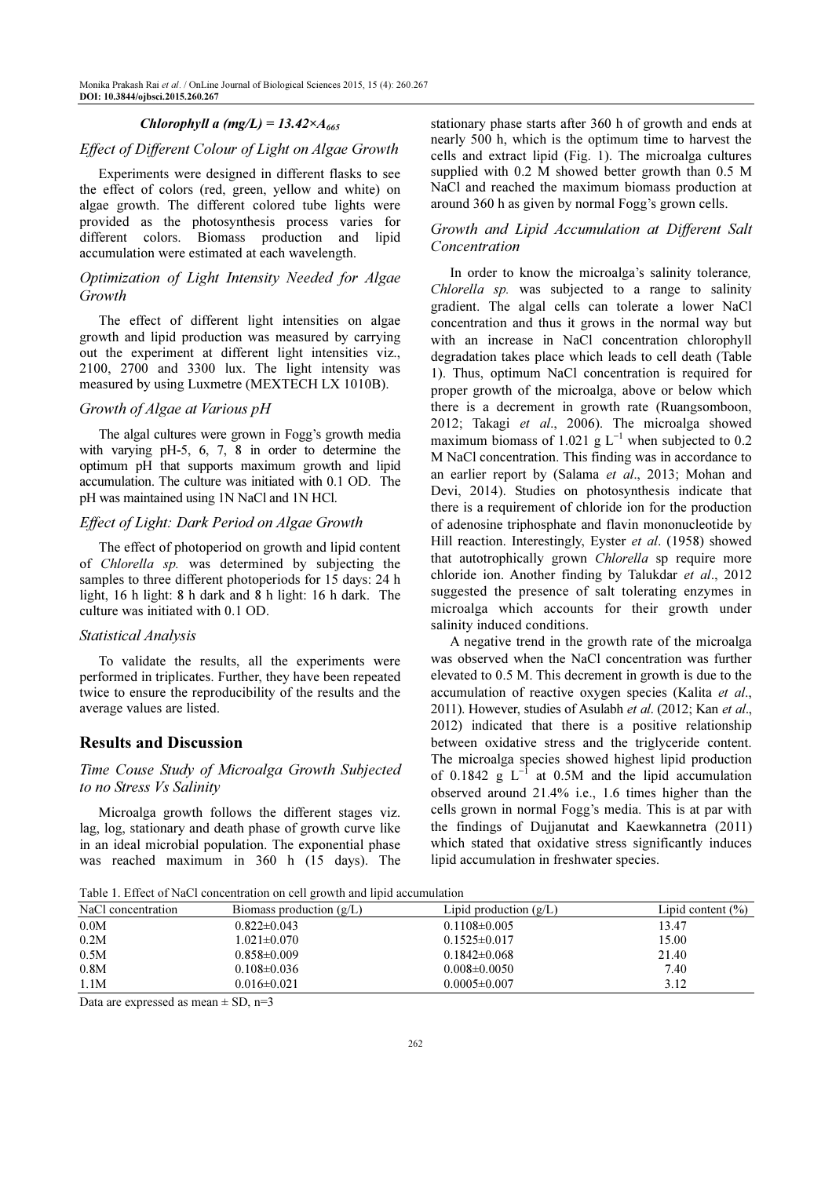***Chlorophyll a (mg/L) = 13.42×$A_{665}$***

### *Effect of Different Colour of Light on Algae Growth*

Experiments were designed in different flasks to see the effect of colors (red, green, yellow and white) on algae growth. The different colored tube lights were provided as the photosynthesis process varies for different colors. Biomass production and lipid accumulation were estimated at each wavelength.

### *Optimization of Light Intensity Needed for Algae Growth*

The effect of different light intensities on algae growth and lipid production was measured by carrying out the experiment at different light intensities viz., 2100, 2700 and 3300 lux. The light intensity was measured by using Luxmetre (MEXTECH LX 1010B).

### *Growth of Algae at Various pH*

The algal cultures were grown in Fogg's growth media with varying pH-5, 6, 7, 8 in order to determine the optimum pH that supports maximum growth and lipid accumulation. The culture was initiated with 0.1 OD. The pH was maintained using 1N NaCl and 1N HCl.

### *Effect of Light: Dark Period on Algae Growth*

The effect of photoperiod on growth and lipid content of *Chlorella sp.* was determined by subjecting the samples to three different photoperiods for 15 days: 24 h light, 16 h light: 8 h dark and 8 h light: 16 h dark. The culture was initiated with 0.1 OD.

### *Statistical Analysis*

To validate the results, all the experiments were performed in triplicates. Further, they have been repeated twice to ensure the reproducibility of the results and the average values are listed.

## Results and Discussion

### *Time Couse Study of Microalga Growth Subjected to no Stress Vs Salinity*

Microalga growth follows the different stages viz. lag, log, stationary and death phase of growth curve like in an ideal microbial population. The exponential phase was reached maximum in 360 h (15 days). The stationary phase starts after 360 h of growth and ends at nearly 500 h, which is the optimum time to harvest the cells and extract lipid (Fig. 1). The microalga cultures supplied with 0.2 M showed better growth than 0.5 M NaCl and reached the maximum biomass production at around 360 h as given by normal Fogg's grown cells.

### *Growth and Lipid Accumulation at Different Salt Concentration*

In order to know the microalga's salinity tolerance, *Chlorella sp.* was subjected to a range to salinity gradient. The algal cells can tolerate a lower NaCl concentration and thus it grows in the normal way but with an increase in NaCl concentration chlorophyll degradation takes place which leads to cell death (Table 1). Thus, optimum NaCl concentration is required for proper growth of the microalga, above or below which there is a decrement in growth rate (Ruangsomboon, 2012; Takagi *et al*., 2006). The microalga showed maximum biomass of 1.021 g $L^{-1}$ when subjected to 0.2 M NaCl concentration. This finding was in accordance to an earlier report by (Salama *et al*., 2013; Mohan and Devi, 2014). Studies on photosynthesis indicate that there is a requirement of chloride ion for the production of adenosine triphosphate and flavin mononucleotide by Hill reaction. Interestingly, Eyster *et al*. (1958) showed that autotrophically grown *Chlorella* sp require more chloride ion. Another finding by Talukdar *et al*., 2012 suggested the presence of salt tolerating enzymes in microalga which accounts for their growth under salinity induced conditions.

A negative trend in the growth rate of the microalga was observed when the NaCl concentration was further elevated to 0.5 M. This decrement in growth is due to the accumulation of reactive oxygen species (Kalita *et al*., 2011). However, studies of Asulabh *et al*. (2012; Kan *et al*., 2012) indicated that there is a positive relationship between oxidative stress and the triglyceride content. The microalga species showed highest lipid production of 0.1842 g $L^{-1}$ at 0.5M and the lipid accumulation observed around 21.4% i.e., 1.6 times higher than the cells grown in normal Fogg's media. This is at par with the findings of Dujjanutat and Kaewkannetra (2011) which stated that oxidative stress significantly induces lipid accumulation in freshwater species.

Table 1. Effect of NaCl concentration on cell growth and lipid accumulation

| NaCl concentration | Biomass production (g/L) | Lipid production (g/L) | Lipid content (%) |
|---|---|---|---|
| 0.0M | 0.822±0.043 | 0.1108±0.005 | 13.47 |
| 0.2M | 1.021±0.070 | 0.1525±0.017 | 15.00 |
| 0.5M | 0.858±0.009 | 0.1842±0.068 | 21.40 |
| 0.8M | 0.108±0.036 | 0.008±0.0050 | 7.40 |
| 1.1M | 0.016±0.021 | 0.0005±0.007 | 3.12 |

Data are expressed as mean ± SD, n=3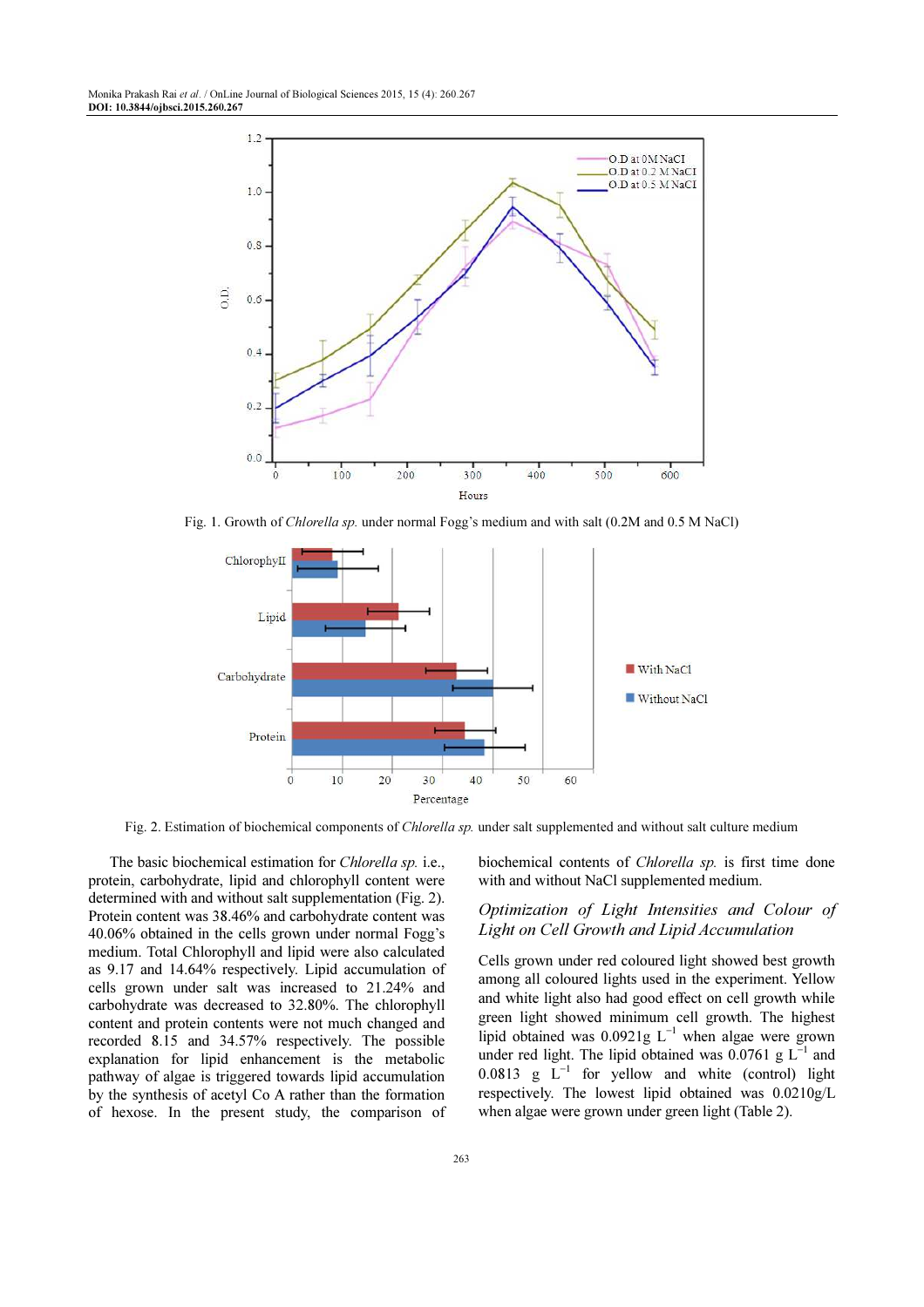Fig. 1. Growth of *Chlorella sp.* under normal Fogg's medium and with salt (0.2M and 0.5 M NaCl)

Fig. 2. Estimation of biochemical components of *Chlorella sp.* under salt supplemented and without salt culture medium

The basic biochemical estimation for *Chlorella sp.* i.e., protein, carbohydrate, lipid and chlorophyll content were determined with and without salt supplementation (Fig. 2). Protein content was 38.46% and carbohydrate content was 40.06% obtained in the cells grown under normal Fogg's medium. Total Chlorophyll and lipid were also calculated as 9.17 and 14.64% respectively. Lipid accumulation of cells grown under salt was increased to 21.24% and carbohydrate was decreased to 32.80%. The chlorophyll content and protein contents were not much changed and recorded 8.15 and 34.57% respectively. The possible explanation for lipid enhancement is the metabolic pathway of algae is triggered towards lipid accumulation by the synthesis of acetyl Co A rather than the formation of hexose. In the present study, the comparison of biochemical contents of *Chlorella sp.* is first time done with and without NaCl supplemented medium.

### *Optimization of Light Intensities and Colour of Light on Cell Growth and Lipid Accumulation*

Cells grown under red coloured light showed best growth among all coloured lights used in the experiment. Yellow and white light also had good effect on cell growth while green light showed minimum cell growth. The highest lipid obtained was 0.0921g $L^{-1}$ when algae were grown under red light. The lipid obtained was 0.0761 g $L^{-1}$ and 0.0813 g $L^{-1}$ for yellow and white (control) light respectively. The lowest lipid obtained was 0.0210g/L when algae were grown under green light (Table 2).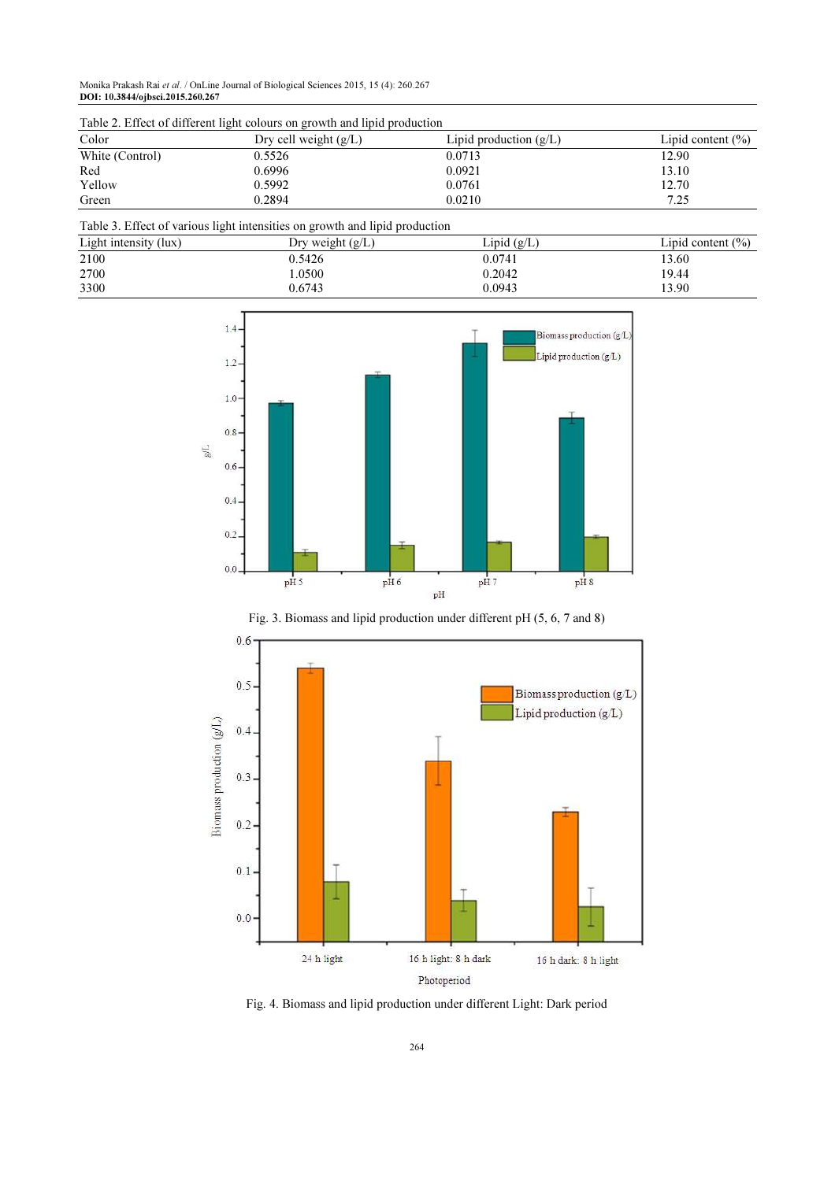Table 2. Effect of different light colours on growth and lipid production

| Color | Dry cell weight (g/L) | Lipid production (g/L) | Lipid content (%) |
|---|---|---|---|
| White (Control) | 0.5526 | 0.0713 | 12.90 |
| Red | 0.6996 | 0.0921 | 13.10 |
| Yellow | 0.5992 | 0.0761 | 12.70 |
| Green | 0.2894 | 0.0210 | 7.25 |

Table 3. Effect of various light intensities on growth and lipid production

| Light intensity (lux) | Dry weight (g/L) | Lipid (g/L) | Lipid content (%) |
|---|---|---|---|
| 2100 | 0.5426 | 0.0741 | 13.60 |
| 2700 | 1.0500 | 0.2042 | 19.44 |
| 3300 | 0.6743 | 0.0943 | 13.90 |

Fig. 3. Biomass and lipid production under different pH (5, 6, 7 and 8)

Fig. 4. Biomass and lipid production under different Light: Dark period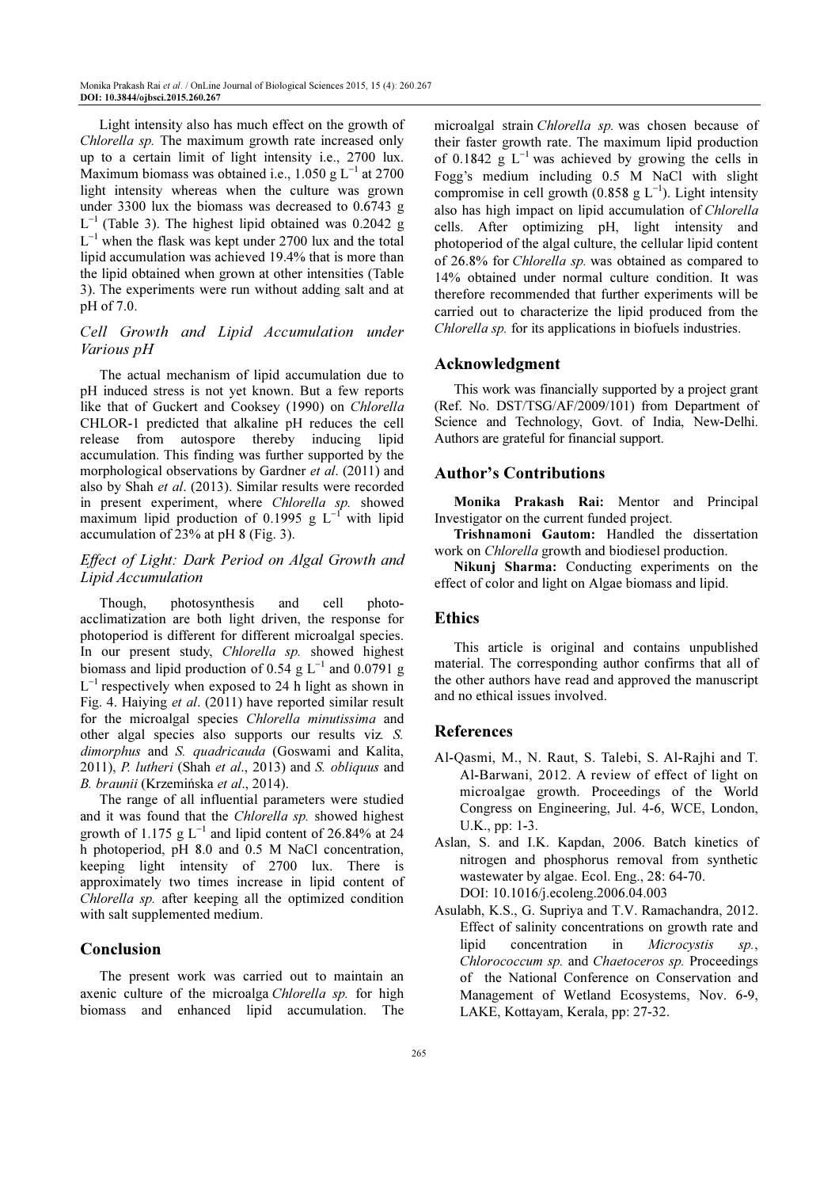Light intensity also has much effect on the growth of *Chlorella sp.* The maximum growth rate increased only up to a certain limit of light intensity i.e., 2700 lux. Maximum biomass was obtained i.e., 1.050 g $L^{-1}$ at 2700 light intensity whereas when the culture was grown under 3300 lux the biomass was decreased to 0.6743 g $L^{-1}$ (Table 3). The highest lipid obtained was 0.2042 g $L^{-1}$ when the flask was kept under 2700 lux and the total lipid accumulation was achieved 19.4% that is more than the lipid obtained when grown at other intensities (Table 3). The experiments were run without adding salt and at pH of 7.0.

### *Cell Growth and Lipid Accumulation under Various pH*

The actual mechanism of lipid accumulation due to pH induced stress is not yet known. But a few reports like that of Guckert and Cooksey (1990) on *Chlorella* CHLOR-1 predicted that alkaline pH reduces the cell release from autospore thereby inducing lipid accumulation. This finding was further supported by the morphological observations by Gardner *et al*. (2011) and also by Shah *et al*. (2013). Similar results were recorded in present experiment, where *Chlorella sp.* showed maximum lipid production of 0.1995 g $L^{-1}$ with lipid accumulation of 23% at pH 8 (Fig. 3).

### *Effect of Light: Dark Period on Algal Growth and Lipid Accumulation*

Though, photosynthesis and cell photo-acclimatization are both light driven, the response for photoperiod is different for different microalgal species. In our present study, *Chlorella sp.* showed highest biomass and lipid production of 0.54 g $L^{-1}$ and 0.0791 g $L^{-1}$ respectively when exposed to 24 h light as shown in Fig. 4. Haiying *et al*. (2011) have reported similar result for the microalgal species *Chlorella minutissima* and other algal species also supports our results viz*. S. dimorphus* and *S. quadricauda* (Goswami and Kalita, 2011), *P. lutheri* (Shah *et al*., 2013) and *S. obliquus* and *B. braunii* (Krzemińska *et al*., 2014).

The range of all influential parameters were studied and it was found that the *Chlorella sp.* showed highest growth of 1.175 g $L^{-1}$ and lipid content of 26.84% at 24 h photoperiod, pH 8.0 and 0.5 M NaCl concentration, keeping light intensity of 2700 lux. There is approximately two times increase in lipid content of *Chlorella sp.* after keeping all the optimized condition with salt supplemented medium.

## Conclusion

The present work was carried out to maintain an axenic culture of the microalga *Chlorella sp.* for high biomass and enhanced lipid accumulation. The microalgal strain *Chlorella sp.* was chosen because of their faster growth rate. The maximum lipid production of 0.1842 g $L^{-1}$ was achieved by growing the cells in Fogg's medium including 0.5 M NaCl with slight compromise in cell growth (0.858 g $L^{-1}$). Light intensity also has high impact on lipid accumulation of *Chlorella* cells. After optimizing pH, light intensity and photoperiod of the algal culture, the cellular lipid content of 26.8% for *Chlorella sp.* was obtained as compared to 14% obtained under normal culture condition. It was therefore recommended that further experiments will be carried out to characterize the lipid produced from the *Chlorella sp.* for its applications in biofuels industries.

## Acknowledgment

This work was financially supported by a project grant (Ref. No. DST/TSG/AF/2009/101) from Department of Science and Technology, Govt. of India, New-Delhi. Authors are grateful for financial support.

## Author's Contributions

**Monika Prakash Rai:** Mentor and Principal Investigator on the current funded project.

**Trishnamoni Gautom:** Handled the dissertation work on *Chlorella* growth and biodiesel production.

**Nikunj Sharma:** Conducting experiments on the effect of color and light on Algae biomass and lipid.

## Ethics

This article is original and contains unpublished material. The corresponding author confirms that all of the other authors have read and approved the manuscript and no ethical issues involved.

## References

Al-Qasmi, M., N. Raut, S. Talebi, S. Al-Rajhi and T. Al-Barwani, 2012. A review of effect of light on microalgae growth. Proceedings of the World Congress on Engineering, Jul. 4-6, WCE, London, U.K., pp: 1-3.

Aslan, S. and I.K. Kapdan, 2006. Batch kinetics of nitrogen and phosphorus removal from synthetic wastewater by algae. Ecol. Eng., 28: 64-70. DOI: 10.1016/j.ecoleng.2006.04.003

Asulabh, K.S., G. Supriya and T.V. Ramachandra, 2012. Effect of salinity concentrations on growth rate and lipid concentration in *Microcystis sp.*, *Chlorococcum sp.* and *Chaetoceros sp.* Proceedings of the National Conference on Conservation and Management of Wetland Ecosystems, Nov. 6-9, LAKE, Kottayam, Kerala, pp: 27-32.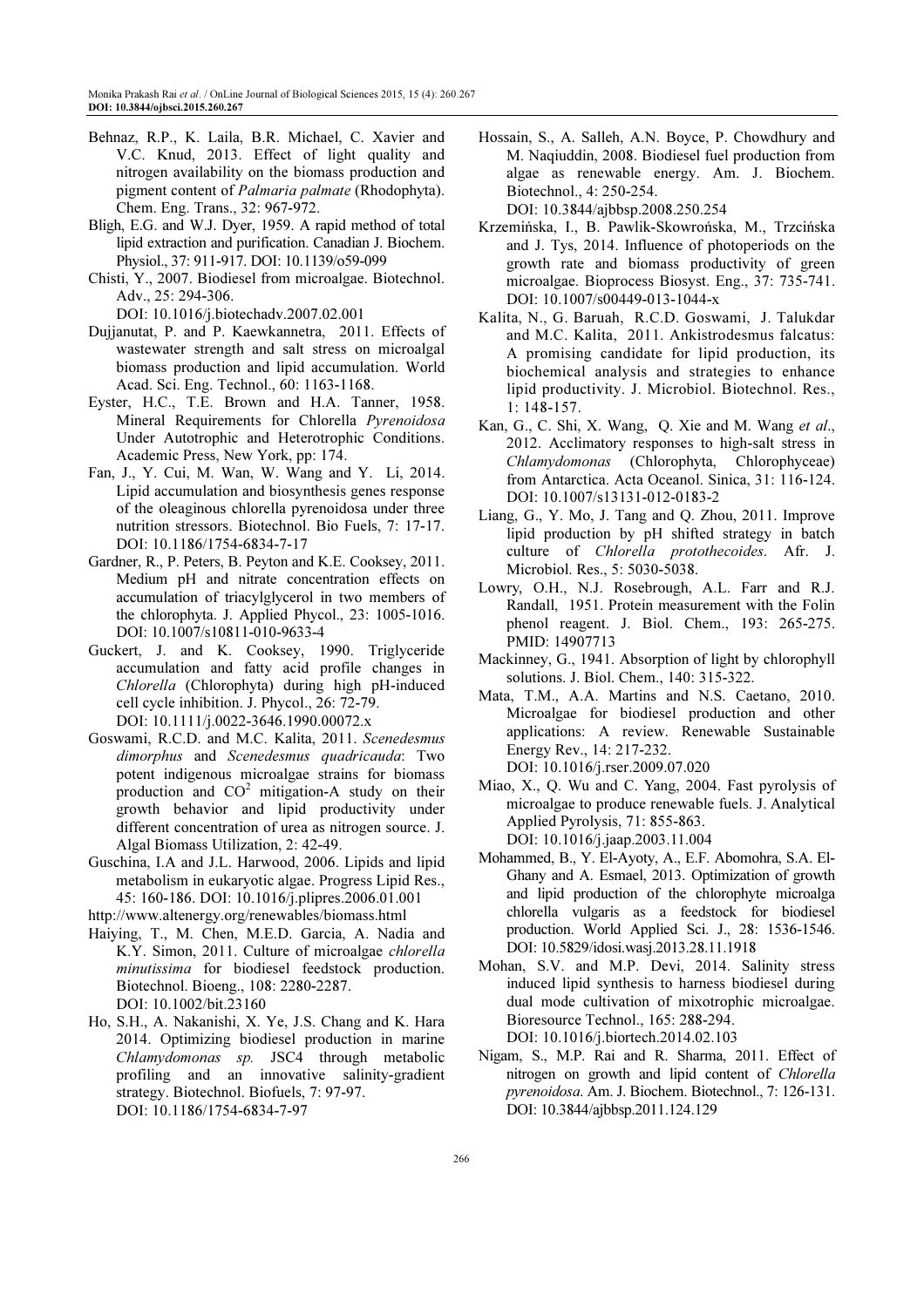Behnaz, R.P., K. Laila, B.R. Michael, C. Xavier and V.C. Knud, 2013. Effect of light quality and nitrogen availability on the biomass production and pigment content of *Palmaria palmate* (Rhodophyta). Chem. Eng. Trans., 32: 967-972.

Bligh, E.G. and W.J. Dyer, 1959. A rapid method of total lipid extraction and purification. Canadian J. Biochem. Physiol., 37: 911-917. DOI: 10.1139/o59-099

Chisti, Y., 2007. Biodiesel from microalgae. Biotechnol. Adv., 25: 294-306. DOI: 10.1016/j.biotechadv.2007.02.001

Dujjanutat, P. and P. Kaewkannetra, 2011. Effects of wastewater strength and salt stress on microalgal biomass production and lipid accumulation. World Acad. Sci. Eng. Technol., 60: 1163-1168.

Eyster, H.C., T.E. Brown and H.A. Tanner, 1958. Mineral Requirements for Chlorella *Pyrenoidosa* Under Autotrophic and Heterotrophic Conditions. Academic Press, New York, pp: 174.

Fan, J., Y. Cui, M. Wan, W. Wang and Y. Li, 2014. Lipid accumulation and biosynthesis genes response of the oleaginous chlorella pyrenoidosa under three nutrition stressors. Biotechnol. Bio Fuels, 7: 17-17. DOI: 10.1186/1754-6834-7-17

Gardner, R., P. Peters, B. Peyton and K.E. Cooksey, 2011. Medium pH and nitrate concentration effects on accumulation of triacylglycerol in two members of the chlorophyta. J. Applied Phycol., 23: 1005-1016. DOI: 10.1007/s10811-010-9633-4

Guckert, J. and K. Cooksey, 1990. Triglyceride accumulation and fatty acid profile changes in *Chlorella* (Chlorophyta) during high pH-induced cell cycle inhibition. J. Phycol., 26: 72-79. DOI: 10.1111/j.0022-3646.1990.00072.x

Goswami, R.C.D. and M.C. Kalita, 2011. *Scenedesmus dimorphus* and *Scenedesmus quadricauda*: Two potent indigenous microalgae strains for biomass production and $CO^2$ mitigation-A study on their growth behavior and lipid productivity under different concentration of urea as nitrogen source. J. Algal Biomass Utilization, 2: 42-49.

Guschina, I.A and J.L. Harwood, 2006. Lipids and lipid metabolism in eukaryotic algae. Progress Lipid Res., 45: 160-186. DOI: 10.1016/j.plipres.2006.01.001

http://www.altenergy.org/renewables/biomass.html

Haiying, T., M. Chen, M.E.D. Garcia, A. Nadia and K.Y. Simon, 2011. Culture of microalgae *chlorella minutissima* for biodiesel feedstock production. Biotechnol. Bioeng., 108: 2280-2287. DOI: 10.1002/bit.23160

Ho, S.H., A. Nakanishi, X. Ye, J.S. Chang and K. Hara 2014. Optimizing biodiesel production in marine *Chlamydomonas sp.* JSC4 through metabolic profiling and an innovative salinity-gradient strategy. Biotechnol. Biofuels, 7: 97-97. DOI: 10.1186/1754-6834-7-97

Hossain, S., A. Salleh, A.N. Boyce, P. Chowdhury and M. Naqiuddin, 2008. Biodiesel fuel production from algae as renewable energy. Am. J. Biochem. Biotechnol., 4: 250-254. DOI: 10.3844/ajbbsp.2008.250.254

Krzemińska, I., B. Pawlik-Skowrońska, M., Trzcińska and J. Tys, 2014. Influence of photoperiods on the growth rate and biomass productivity of green microalgae. Bioprocess Biosyst. Eng., 37: 735-741. DOI: 10.1007/s00449-013-1044-x

Kalita, N., G. Baruah, R.C.D. Goswami, J. Talukdar and M.C. Kalita, 2011. Ankistrodesmus falcatus: A promising candidate for lipid production, its biochemical analysis and strategies to enhance lipid productivity. J. Microbiol. Biotechnol. Res., 1: 148-157.

Kan, G., C. Shi, X. Wang, Q. Xie and M. Wang *et al*., 2012. Acclimatory responses to high-salt stress in *Chlamydomonas* (Chlorophyta, Chlorophyceae) from Antarctica. Acta Oceanol. Sinica, 31: 116-124. DOI: 10.1007/s13131-012-0183-2

Liang, G., Y. Mo, J. Tang and Q. Zhou, 2011. Improve lipid production by pH shifted strategy in batch culture of *Chlorella protothecoides*. Afr. J. Microbiol. Res., 5: 5030-5038.

Lowry, O.H., N.J. Rosebrough, A.L. Farr and R.J. Randall, 1951. Protein measurement with the Folin phenol reagent. J. Biol. Chem., 193: 265-275. PMID: 14907713

Mackinney, G., 1941. Absorption of light by chlorophyll solutions. J. Biol. Chem., 140: 315-322.

Mata, T.M., A.A. Martins and N.S. Caetano, 2010. Microalgae for biodiesel production and other applications: A review. Renewable Sustainable Energy Rev., 14: 217-232. DOI: 10.1016/j.rser.2009.07.020

Miao, X., Q. Wu and C. Yang, 2004. Fast pyrolysis of microalgae to produce renewable fuels. J. Analytical Applied Pyrolysis, 71: 855-863. DOI: 10.1016/j.jaap.2003.11.004

Mohammed, B., Y. El-Ayoty, A., E.F. Abomohra, S.A. El-Ghany and A. Esmael, 2013. Optimization of growth and lipid production of the chlorophyte microalga chlorella vulgaris as a feedstock for biodiesel production. World Applied Sci. J., 28: 1536-1546. DOI: 10.5829/idosi.wasj.2013.28.11.1918

Mohan, S.V. and M.P. Devi, 2014. Salinity stress induced lipid synthesis to harness biodiesel during dual mode cultivation of mixotrophic microalgae. Bioresource Technol., 165: 288-294. DOI: 10.1016/j.biortech.2014.02.103

Nigam, S., M.P. Rai and R. Sharma, 2011. Effect of nitrogen on growth and lipid content of *Chlorella pyrenoidosa*. Am. J. Biochem. Biotechnol., 7: 126-131. DOI: 10.3844/ajbbsp.2011.124.129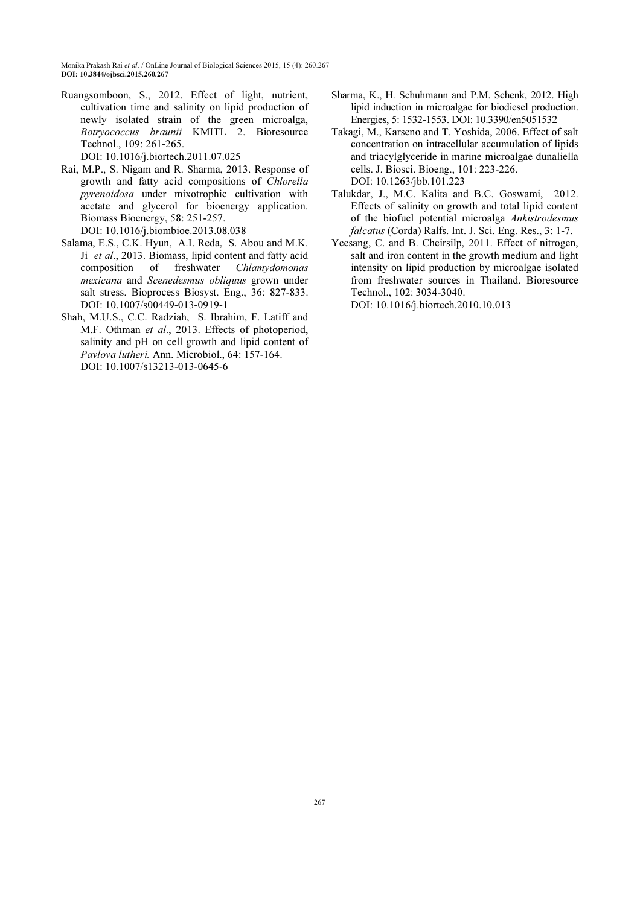Ruangsomboon, S., 2012. Effect of light, nutrient, cultivation time and salinity on lipid production of newly isolated strain of the green microalga, *Botryococcus braunii* KMITL 2. Bioresource Technol., 109: 261-265. DOI: 10.1016/j.biortech.2011.07.025

Rai, M.P., S. Nigam and R. Sharma, 2013. Response of growth and fatty acid compositions of *Chlorella pyrenoidosa* under mixotrophic cultivation with acetate and glycerol for bioenergy application. Biomass Bioenergy, 58: 251-257. DOI: 10.1016/j.biombioe.2013.08.038

Salama, E.S., C.K. Hyun, A.I. Reda, S. Abou and M.K. Ji *et al*., 2013. Biomass, lipid content and fatty acid composition of freshwater *Chlamydomonas mexicana* and *Scenedesmus obliquus* grown under salt stress. Bioprocess Biosyst. Eng., 36: 827-833. DOI: 10.1007/s00449-013-0919-1

Shah, M.U.S., C.C. Radziah, S. Ibrahim, F. Latiff and M.F. Othman *et al*., 2013. Effects of photoperiod, salinity and pH on cell growth and lipid content of *Pavlova lutheri.* Ann. Microbiol., 64: 157-164. DOI: 10.1007/s13213-013-0645-6

Sharma, K., H. Schuhmann and P.M. Schenk, 2012. High lipid induction in microalgae for biodiesel production. Energies, 5: 1532-1553. DOI: 10.3390/en5051532

Takagi, M., Karseno and T. Yoshida, 2006. Effect of salt concentration on intracellular accumulation of lipids and triacylglyceride in marine microalgae dunaliella cells. J. Biosci. Bioeng., 101: 223-226. DOI: 10.1263/jbb.101.223

Talukdar, J., M.C. Kalita and B.C. Goswami, 2012. Effects of salinity on growth and total lipid content of the biofuel potential microalga *Ankistrodesmus falcatus* (Corda) Ralfs. Int. J. Sci. Eng. Res., 3: 1-7.

Yeesang, C. and B. Cheirsilp, 2011. Effect of nitrogen, salt and iron content in the growth medium and light intensity on lipid production by microalgae isolated from freshwater sources in Thailand. Bioresource Technol., 102: 3034-3040. DOI: 10.1016/j.biortech.2010.10.013